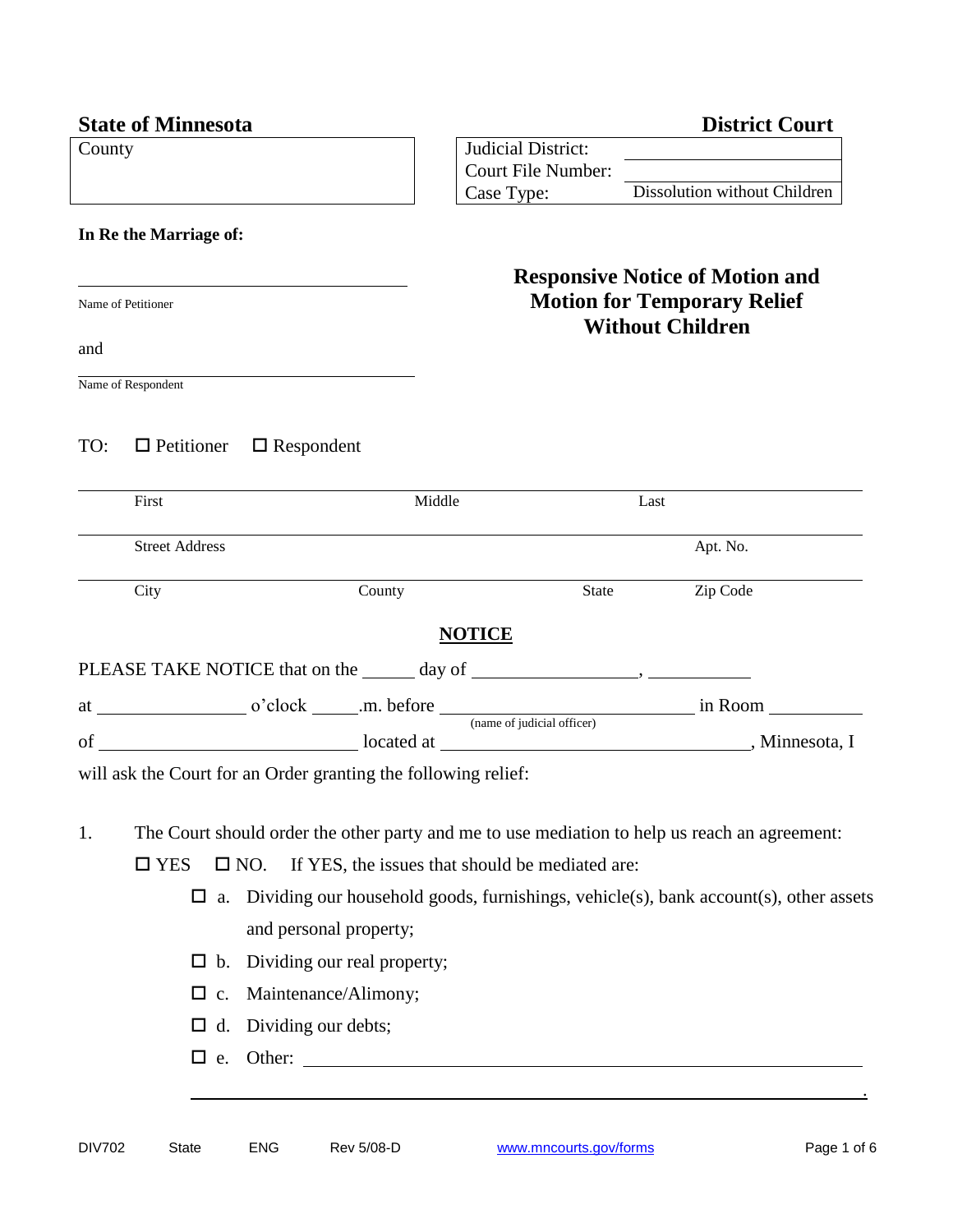**State of Minnesota** | **District Court**

| County | |
|---|---|
| | |

| Judicial District: | |
|---|---|
| Court File Number: | |
| Case Type: | Dissolution without Children |

**In Re the Marriage of:**

______________________________
Name of Petitioner

and

______________________________
Name of Respondent

## Responsive Notice of Motion and Motion for Temporary Relief Without Children

TO: ☐ Petitioner ☐ Respondent

______________________________________________________________
First Middle Last

______________________________________________________________
Street Address Apt. No.

______________________________________________________________
City County State Zip Code

**NOTICE**

PLEASE TAKE NOTICE that on the ______ day of __________________, ____________

at ________________ o'clock _____.m. before ______________________________ in Room __________
(name of judicial officer)

of ____________________________ located at __________________________________, Minnesota, I

will ask the Court for an Order granting the following relief:

1. The Court should order the other party and me to use mediation to help us reach an agreement:

   ☐ YES ☐ NO. If YES, the issues that should be mediated are:

   - ☐ a. Dividing our household goods, furnishings, vehicle(s), bank account(s), other assets and personal property;
   - ☐ b. Dividing our real property;
   - ☐ c. Maintenance/Alimony;
   - ☐ d. Dividing our debts;
   - ☐ e. Other: ______________________________________________________________

   ______________________________________________________________________________.

DIV702 State ENG Rev 5/08-D www.mncourts.gov/forms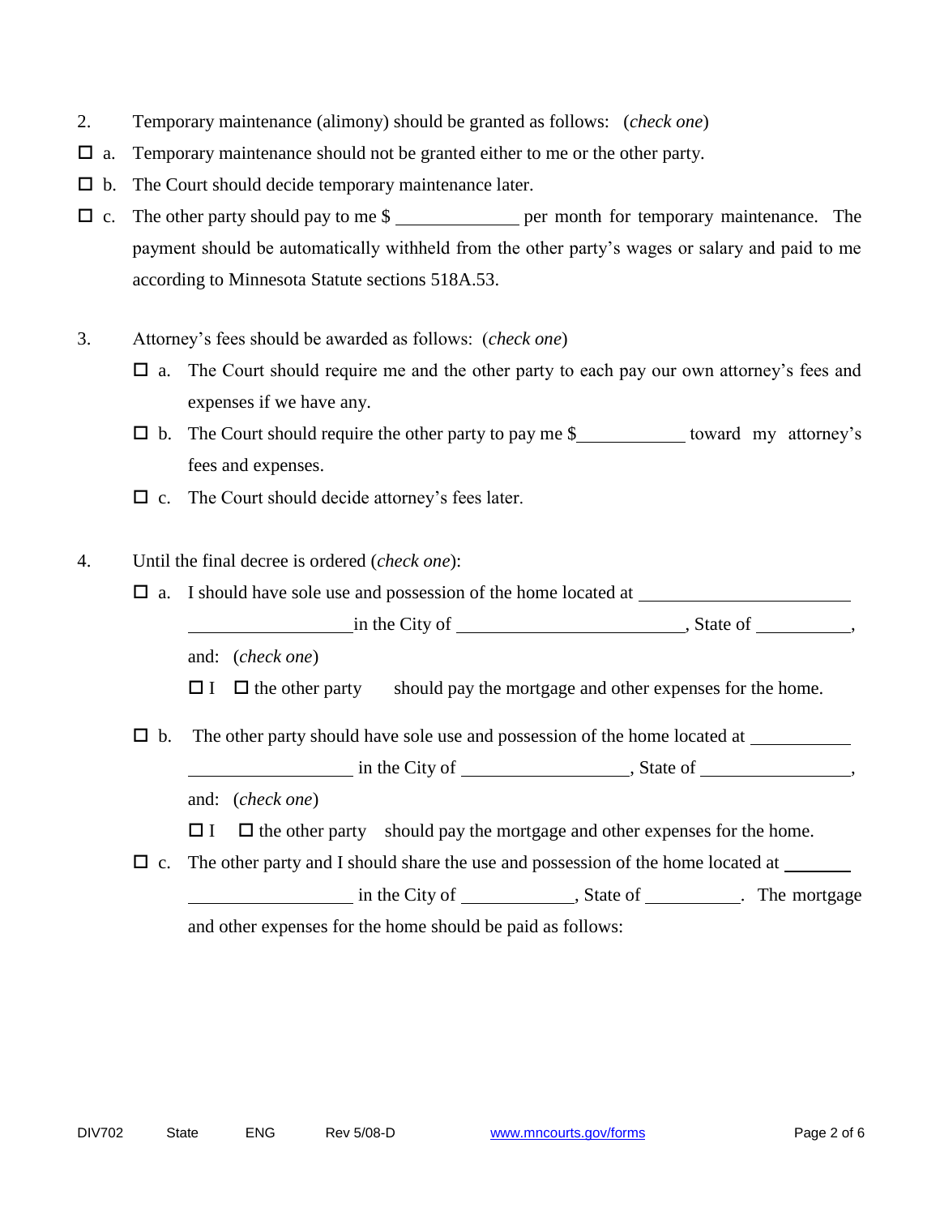2. Temporary maintenance (alimony) should be granted as follows: (*check one*)

☐ a. Temporary maintenance should not be granted either to me or the other party.

☐ b. The Court should decide temporary maintenance later.

☐ c. The other party should pay to me $ ______________ per month for temporary maintenance. The payment should be automatically withheld from the other party's wages or salary and paid to me according to Minnesota Statute sections 518A.53.

3. Attorney's fees should be awarded as follows: (*check one*)

   ☐ a. The Court should require me and the other party to each pay our own attorney's fees and expenses if we have any.

   ☐ b. The Court should require the other party to pay me $____________ toward my attorney's fees and expenses.

   ☐ c. The Court should decide attorney's fees later.

4. Until the final decree is ordered (*check one*):

   ☐ a. I should have sole use and possession of the home located at ________________________ ____________________in the City of __________________________, State of __________, and: (*check one*)

   ☐ I ☐ the other party should pay the mortgage and other expenses for the home.

   ☐ b. The other party should have sole use and possession of the home located at ___________ ____________________ in the City of ___________________, State of ________________, and: (*check one*)

   ☐ I ☐ the other party should pay the mortgage and other expenses for the home.

   ☐ c. The other party and I should share the use and possession of the home located at ________ ____________________ in the City of _____________, State of ___________. The mortgage and other expenses for the home should be paid as follows: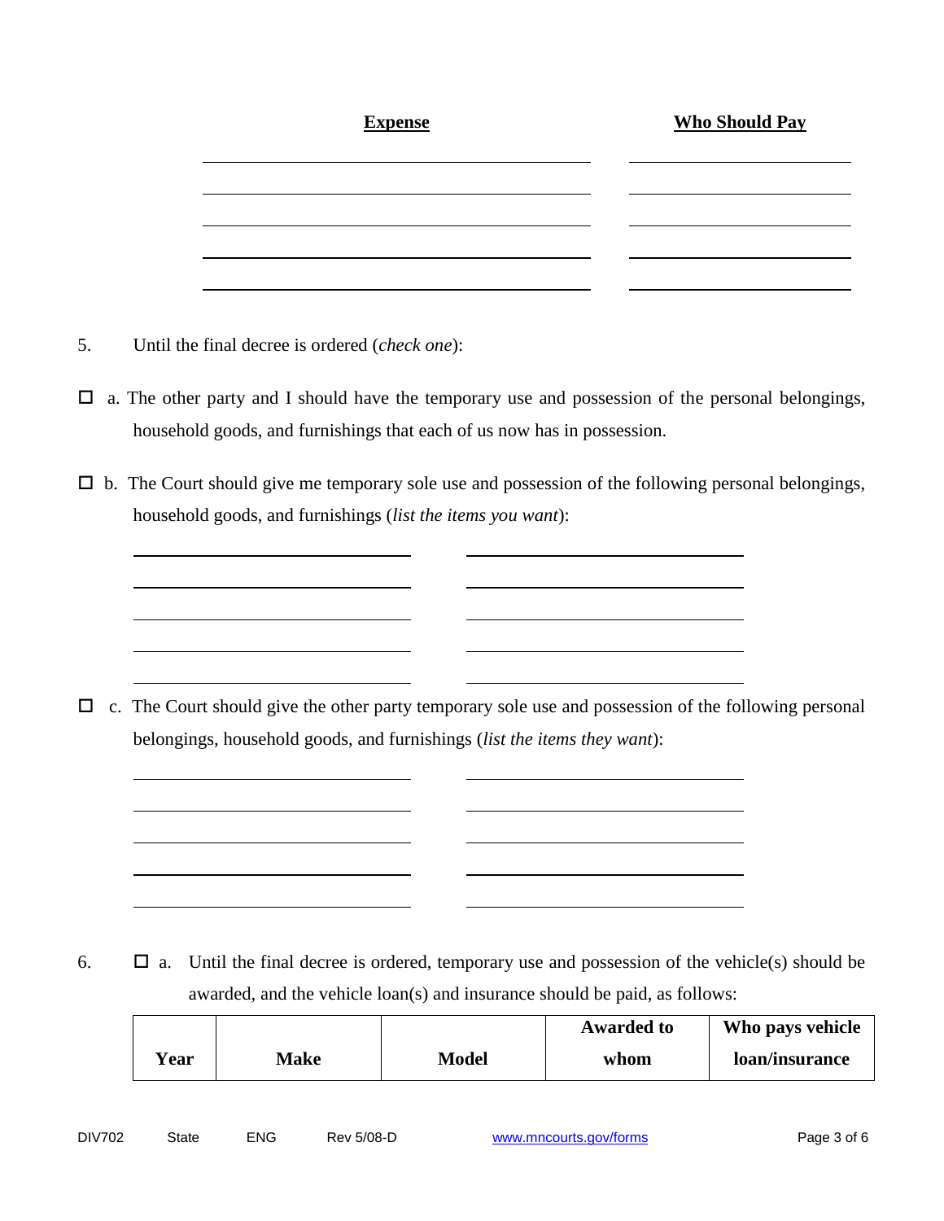| Expense | Who Should Pay |
|---|---|
| | |
| | |
| | |
| | |
| | |

5. Until the final decree is ordered (*check one*):

☐ a. The other party and I should have the temporary use and possession of the personal belongings, household goods, and furnishings that each of us now has in possession.

☐ b. The Court should give me temporary sole use and possession of the following personal belongings, household goods, and furnishings (*list the items you want*):

| | |
|---|---|
| | |
| | |
| | |
| | |
| | |

☐ c. The Court should give the other party temporary sole use and possession of the following personal belongings, household goods, and furnishings (*list the items they want*):

| | |
|---|---|
| | |
| | |
| | |
| | |
| | |

6. ☐ a. Until the final decree is ordered, temporary use and possession of the vehicle(s) should be awarded, and the vehicle loan(s) and insurance should be paid, as follows:

| Year | Make | Model | Awarded to whom | Who pays vehicle loan/insurance |
|---|---|---|---|---|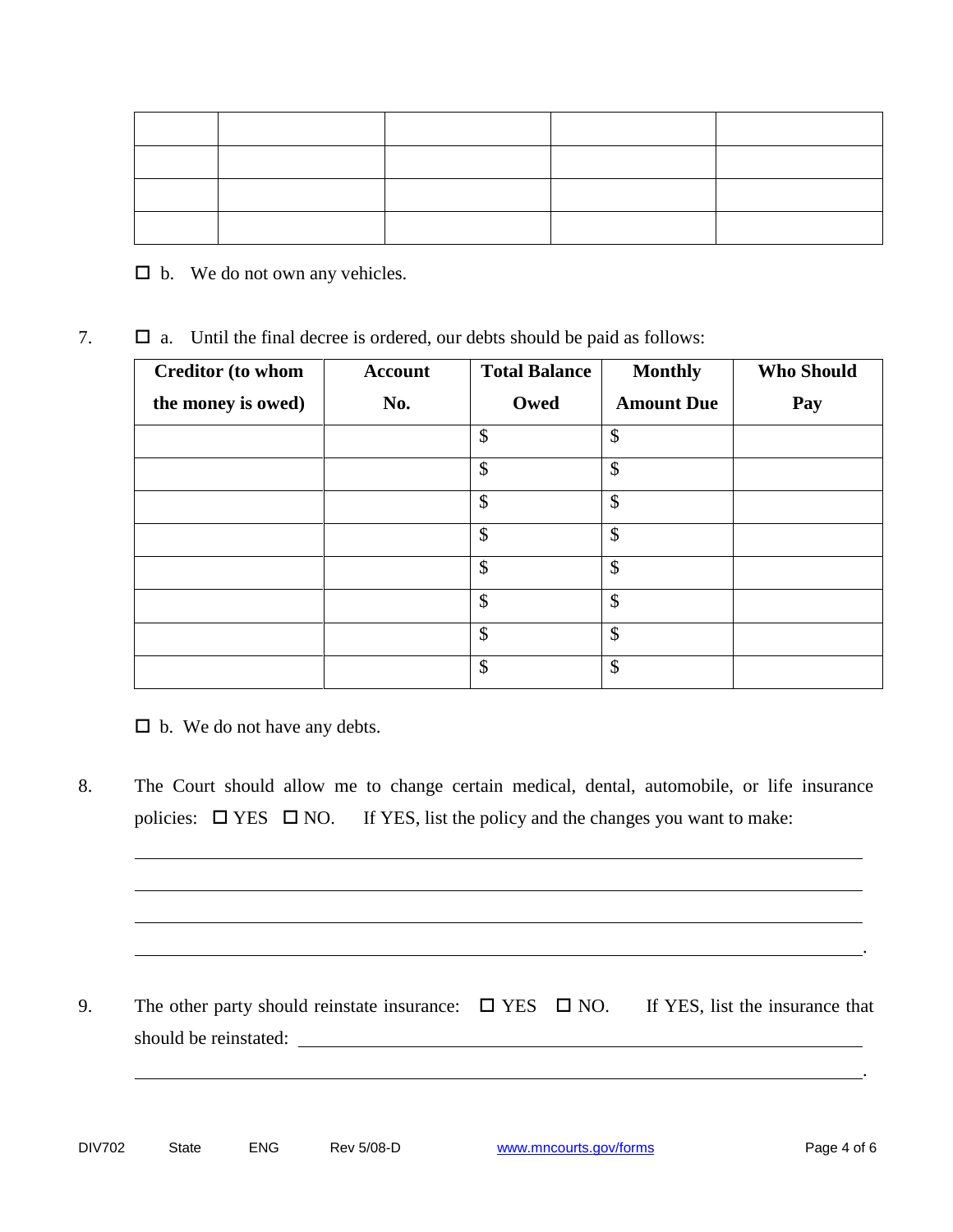| | | | | |
|---|---|---|---|---|
| | | | | |
| | | | | |
| | | | | |
| | | | | |

☐ b. We do not own any vehicles.

7. ☐ a. Until the final decree is ordered, our debts should be paid as follows:

| Creditor (to whom the money is owed) | Account No. | Total Balance Owed | Monthly Amount Due | Who Should Pay |
|---|---|---|---|---|
| | | $ | $ | |
| | | $ | $ | |
| | | $ | $ | |
| | | $ | $ | |
| | | $ | $ | |
| | | $ | $ | |
| | | $ | $ | |
| | | $ | $ | |

☐ b. We do not have any debts.

8. The Court should allow me to change certain medical, dental, automobile, or life insurance policies: ☐ YES ☐ NO. If YES, list the policy and the changes you want to make:

_______________________________________________________________

_______________________________________________________________

_______________________________________________________________

_______________________________________________________________.

9. The other party should reinstate insurance: ☐ YES ☐ NO. If YES, list the insurance that should be reinstated: _______________________________________________

_______________________________________________________________.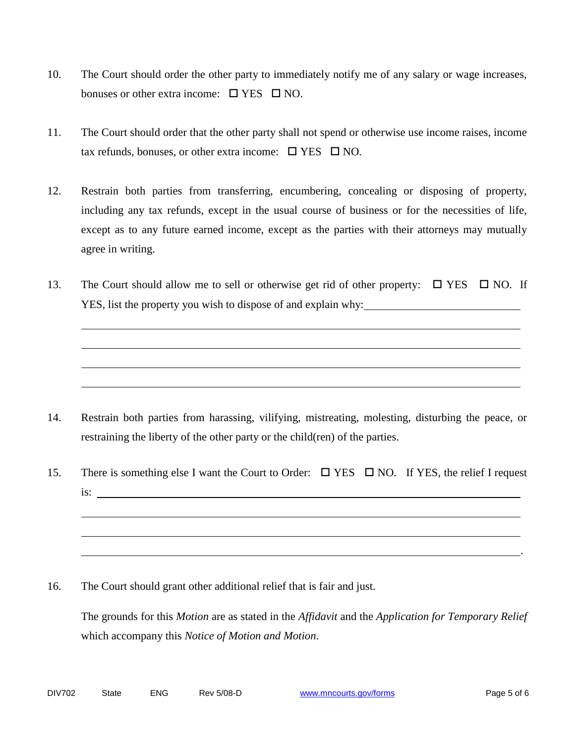10. The Court should order the other party to immediately notify me of any salary or wage increases, bonuses or other extra income: ☐ YES ☐ NO.

11. The Court should order that the other party shall not spend or otherwise use income raises, income tax refunds, bonuses, or other extra income: ☐ YES ☐ NO.

12. Restrain both parties from transferring, encumbering, concealing or disposing of property, including any tax refunds, except in the usual course of business or for the necessities of life, except as to any future earned income, except as the parties with their attorneys may mutually agree in writing.

13. The Court should allow me to sell or otherwise get rid of other property: ☐ YES ☐ NO. If YES, list the property you wish to dispose of and explain why: ____________________________

    ______________________________________________________________________________

    ______________________________________________________________________________

    ______________________________________________________________________________

    ______________________________________________________________________________

14. Restrain both parties from harassing, vilifying, mistreating, molesting, disturbing the peace, or restraining the liberty of the other party or the child(ren) of the parties.

15. There is something else I want the Court to Order: ☐ YES ☐ NO. If YES, the relief I request is: ______________________________________________________________________

    ______________________________________________________________________________

    ______________________________________________________________________________

    ______________________________________________________________________________.

16. The Court should grant other additional relief that is fair and just.

    The grounds for this *Motion* are as stated in the *Affidavit* and the *Application for Temporary Relief* which accompany this *Notice of Motion and Motion*.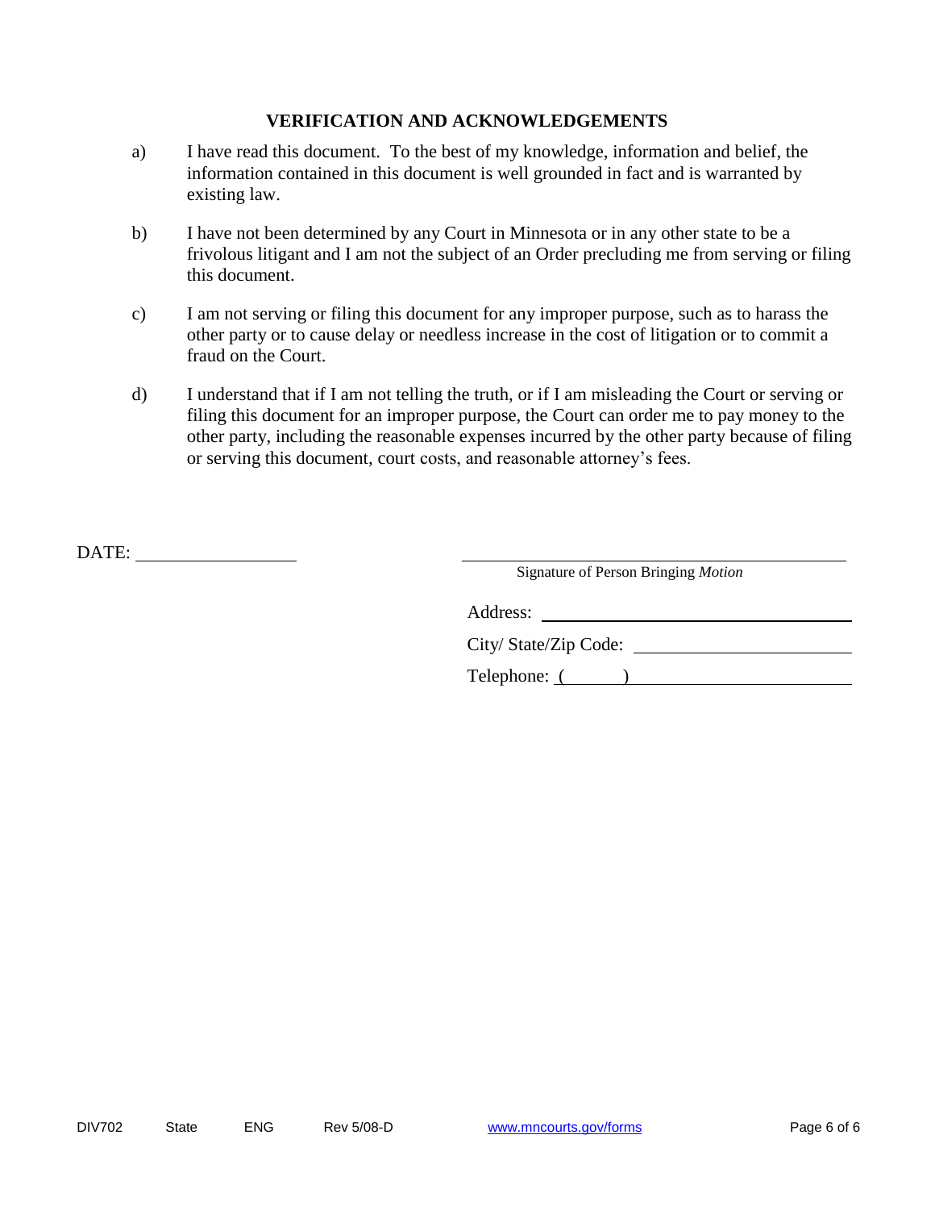## VERIFICATION AND ACKNOWLEDGEMENTS

a) I have read this document. To the best of my knowledge, information and belief, the information contained in this document is well grounded in fact and is warranted by existing law.

b) I have not been determined by any Court in Minnesota or in any other state to be a frivolous litigant and I am not the subject of an Order precluding me from serving or filing this document.

c) I am not serving or filing this document for any improper purpose, such as to harass the other party or to cause delay or needless increase in the cost of litigation or to commit a fraud on the Court.

d) I understand that if I am not telling the truth, or if I am misleading the Court or serving or filing this document for an improper purpose, the Court can order me to pay money to the other party, including the reasonable expenses incurred by the other party because of filing or serving this document, court costs, and reasonable attorney's fees.

DATE: ____________________

____________________________________
Signature of Person Bringing *Motion*

Address: ____________________________________

City/ State/Zip Code: ____________________________

Telephone: (______) ____________________________

DIV702 State ENG Rev 5/08-D www.mncourts.gov/forms